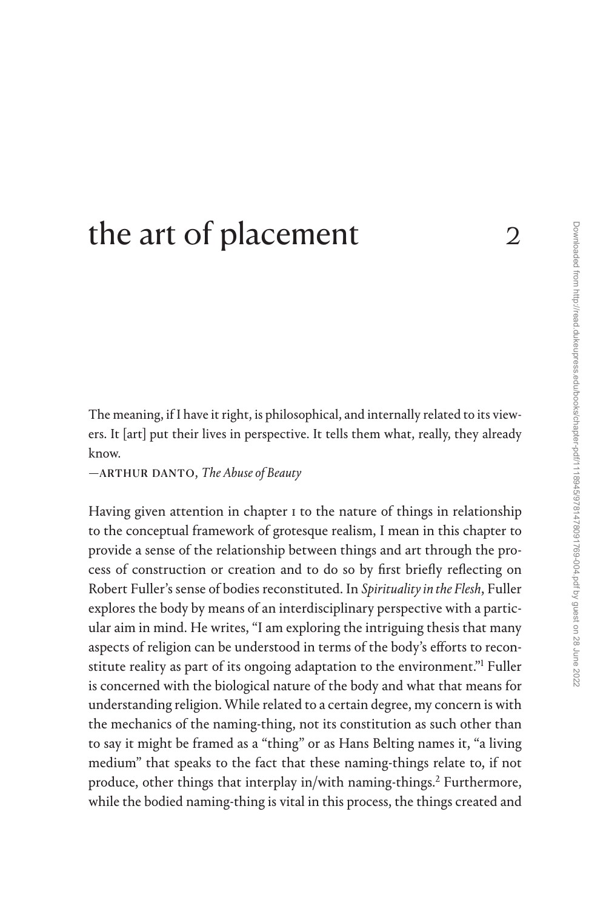# the art of placement 2

The meaning, if I have it right, is philosophical, and internally related to its viewers. It [art] put their lives in perspective. It tells them what, really, they already know.

—ARTHUR DANTO, *The Abuse of Beauty*

Having given attention in chapter 1 to the nature of things in relationship to the conceptual framework of grotesque realism, I mean in this chapter to provide a sense of the relationship between things and art through the process of construction or creation and to do so by first briefly reflecting on Robert Fuller's sense of bodies reconstituted. In *Spirituality in the Flesh*, Fuller explores the body by means of an interdisciplinary perspective with a particular aim in mind. He writes, "I am exploring the intriguing thesis that many aspects of religion can be understood in terms of the body's efforts to reconstitute reality as part of its ongoing adaptation to the environment."[1] Fuller is concerned with the biological nature of the body and what that means for understanding religion. While related to a certain degree, my concern is with the mechanics of the naming-thing, not its constitution as such other than to say it might be framed as a "thing" or as Hans Belting names it, "a living medium" that speaks to the fact that these naming-things relate to, if not produce, other things that interplay in/with naming-things.[2] Furthermore, while the bodied naming-thing is vital in this process, the things created and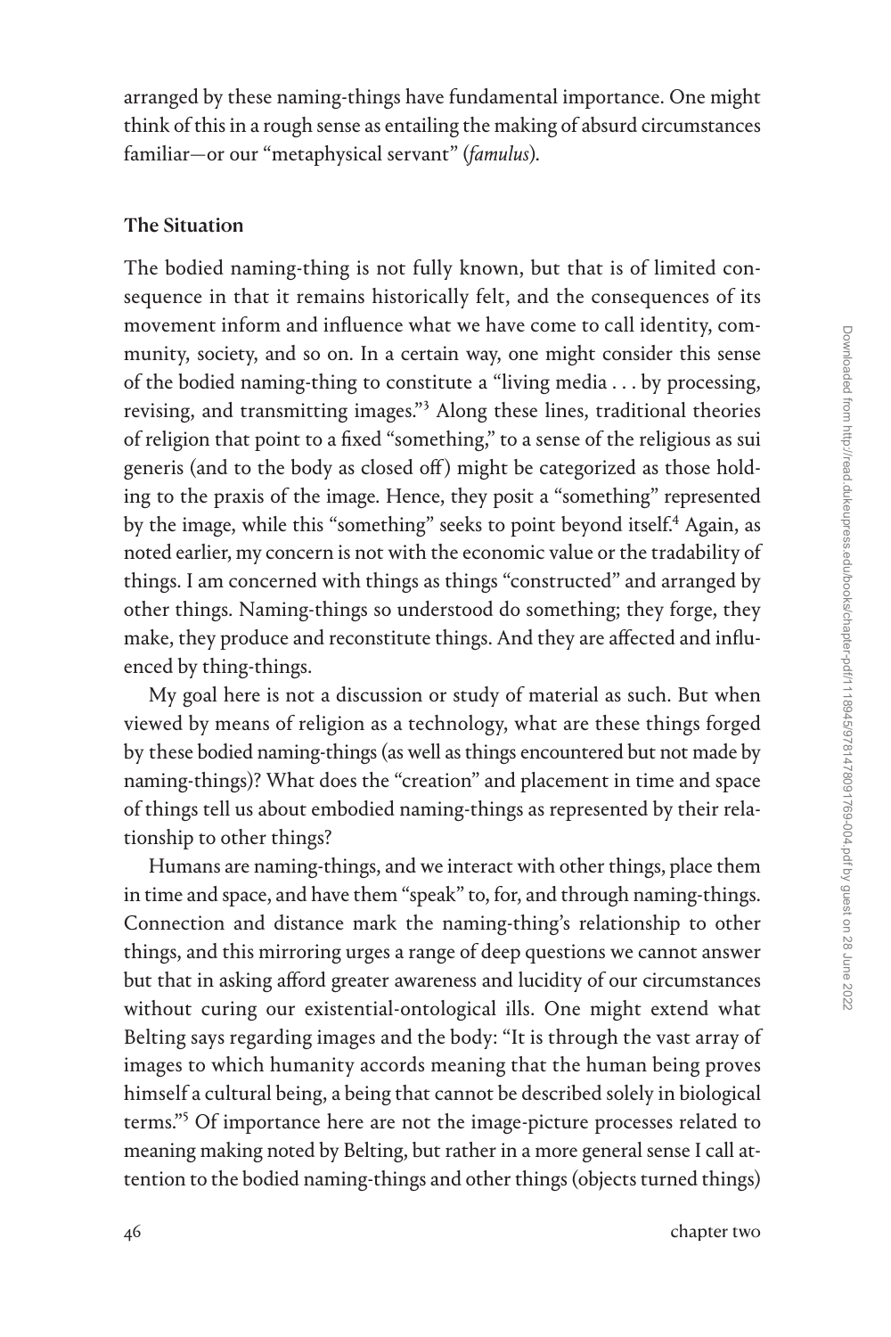arranged by these naming-things have fundamental importance. One might think of this in a rough sense as entailing the making of absurd circumstances familiar—or our "metaphysical servant" (*famulus*).

## The Situation

The bodied naming-thing is not fully known, but that is of limited consequence in that it remains historically felt, and the consequences of its movement inform and influence what we have come to call identity, community, society, and so on. In a certain way, one might consider this sense of the bodied naming-thing to constitute a "living media . . . by processing, revising, and transmitting images."[3] Along these lines, traditional theories of religion that point to a fixed "something," to a sense of the religious as sui generis (and to the body as closed off) might be categorized as those holding to the praxis of the image. Hence, they posit a "something" represented by the image, while this "something" seeks to point beyond itself.[4] Again, as noted earlier, my concern is not with the economic value or the tradability of things. I am concerned with things as things "constructed" and arranged by other things. Naming-things so understood do something; they forge, they make, they produce and reconstitute things. And they are affected and influenced by thing-things.

My goal here is not a discussion or study of material as such. But when viewed by means of religion as a technology, what are these things forged by these bodied naming-things (as well as things encountered but not made by naming-things)? What does the "creation" and placement in time and space of things tell us about embodied naming-things as represented by their relationship to other things?

Humans are naming-things, and we interact with other things, place them in time and space, and have them "speak" to, for, and through naming-things. Connection and distance mark the naming-thing's relationship to other things, and this mirroring urges a range of deep questions we cannot answer but that in asking afford greater awareness and lucidity of our circumstances without curing our existential-ontological ills. One might extend what Belting says regarding images and the body: "It is through the vast array of images to which humanity accords meaning that the human being proves himself a cultural being, a being that cannot be described solely in biological terms."[5] Of importance here are not the image-picture processes related to meaning making noted by Belting, but rather in a more general sense I call attention to the bodied naming-things and other things (objects turned things)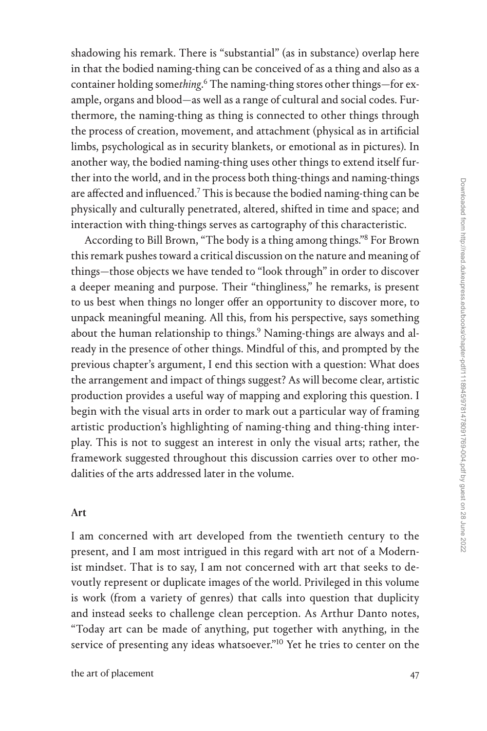shadowing his remark. There is "substantial" (as in substance) overlap here in that the bodied naming-thing can be conceived of as a thing and also as a container holding some*thing*.[6] The naming-thing stores other things—for example, organs and blood—as well as a range of cultural and social codes. Furthermore, the naming-thing as thing is connected to other things through the process of creation, movement, and attachment (physical as in artificial limbs, psychological as in security blankets, or emotional as in pictures). In another way, the bodied naming-thing uses other things to extend itself further into the world, and in the process both thing-things and naming-things are affected and influenced.[7] This is because the bodied naming-thing can be physically and culturally penetrated, altered, shifted in time and space; and interaction with thing-things serves as cartography of this characteristic.

According to Bill Brown, "The body is a thing among things."[8] For Brown this remark pushes toward a critical discussion on the nature and meaning of things—those objects we have tended to "look through" in order to discover a deeper meaning and purpose. Their "thingliness," he remarks, is present to us best when things no longer offer an opportunity to discover more, to unpack meaningful meaning. All this, from his perspective, says something about the human relationship to things.[9] Naming-things are always and already in the presence of other things. Mindful of this, and prompted by the previous chapter's argument, I end this section with a question: What does the arrangement and impact of things suggest? As will become clear, artistic production provides a useful way of mapping and exploring this question. I begin with the visual arts in order to mark out a particular way of framing artistic production's highlighting of naming-thing and thing-thing interplay. This is not to suggest an interest in only the visual arts; rather, the framework suggested throughout this discussion carries over to other modalities of the arts addressed later in the volume.

## Art

I am concerned with art developed from the twentieth century to the present, and I am most intrigued in this regard with art not of a Modernist mindset. That is to say, I am not concerned with art that seeks to devoutly represent or duplicate images of the world. Privileged in this volume is work (from a variety of genres) that calls into question that duplicity and instead seeks to challenge clean perception. As Arthur Danto notes, "Today art can be made of anything, put together with anything, in the service of presenting any ideas whatsoever."[10] Yet he tries to center on the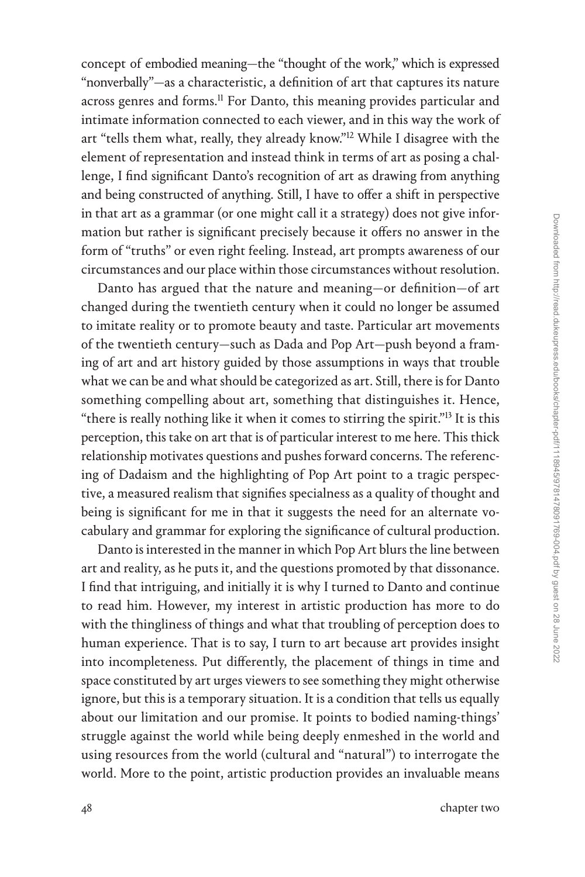concept of embodied meaning—the "thought of the work," which is expressed "nonverbally"—as a characteristic, a definition of art that captures its nature across genres and forms.[11] For Danto, this meaning provides particular and intimate information connected to each viewer, and in this way the work of art "tells them what, really, they already know."[12] While I disagree with the element of representation and instead think in terms of art as posing a challenge, I find significant Danto's recognition of art as drawing from anything and being constructed of anything. Still, I have to offer a shift in perspective in that art as a grammar (or one might call it a strategy) does not give information but rather is significant precisely because it offers no answer in the form of "truths" or even right feeling. Instead, art prompts awareness of our circumstances and our place within those circumstances without resolution.

Danto has argued that the nature and meaning—or definition—of art changed during the twentieth century when it could no longer be assumed to imitate reality or to promote beauty and taste. Particular art movements of the twentieth century—such as Dada and Pop Art—push beyond a framing of art and art history guided by those assumptions in ways that trouble what we can be and what should be categorized as art. Still, there is for Danto something compelling about art, something that distinguishes it. Hence, "there is really nothing like it when it comes to stirring the spirit."[13] It is this perception, this take on art that is of particular interest to me here. This thick relationship motivates questions and pushes forward concerns. The referencing of Dadaism and the highlighting of Pop Art point to a tragic perspective, a measured realism that signifies specialness as a quality of thought and being is significant for me in that it suggests the need for an alternate vocabulary and grammar for exploring the significance of cultural production.

Danto is interested in the manner in which Pop Art blurs the line between art and reality, as he puts it, and the questions promoted by that dissonance. I find that intriguing, and initially it is why I turned to Danto and continue to read him. However, my interest in artistic production has more to do with the thingliness of things and what that troubling of perception does to human experience. That is to say, I turn to art because art provides insight into incompleteness. Put differently, the placement of things in time and space constituted by art urges viewers to see something they might otherwise ignore, but this is a temporary situation. It is a condition that tells us equally about our limitation and our promise. It points to bodied naming-things' struggle against the world while being deeply enmeshed in the world and using resources from the world (cultural and "natural") to interrogate the world. More to the point, artistic production provides an invaluable means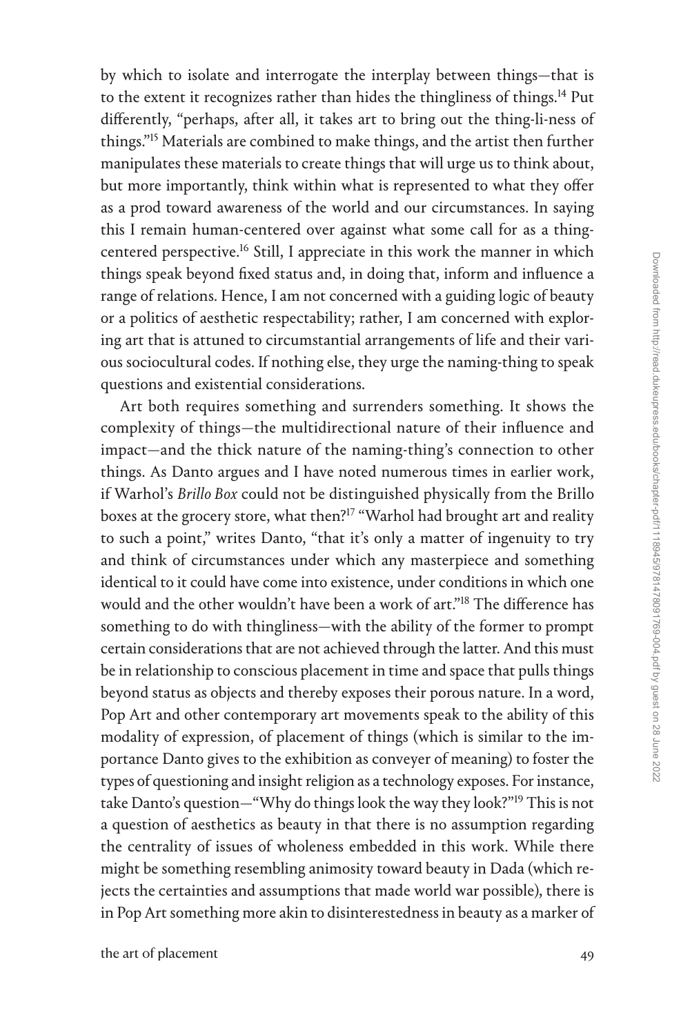by which to isolate and interrogate the interplay between things—that is to the extent it recognizes rather than hides the thingliness of things.[14] Put differently, "perhaps, after all, it takes art to bring out the thing-li-ness of things."[15] Materials are combined to make things, and the artist then further manipulates these materials to create things that will urge us to think about, but more importantly, think within what is represented to what they offer as a prod toward awareness of the world and our circumstances. In saying this I remain human-centered over against what some call for as a thing-centered perspective.[16] Still, I appreciate in this work the manner in which things speak beyond fixed status and, in doing that, inform and influence a range of relations. Hence, I am not concerned with a guiding logic of beauty or a politics of aesthetic respectability; rather, I am concerned with exploring art that is attuned to circumstantial arrangements of life and their various sociocultural codes. If nothing else, they urge the naming-thing to speak questions and existential considerations.

Art both requires something and surrenders something. It shows the complexity of things—the multidirectional nature of their influence and impact—and the thick nature of the naming-thing's connection to other things. As Danto argues and I have noted numerous times in earlier work, if Warhol's *Brillo Box* could not be distinguished physically from the Brillo boxes at the grocery store, what then?[17] "Warhol had brought art and reality to such a point," writes Danto, "that it's only a matter of ingenuity to try and think of circumstances under which any masterpiece and something identical to it could have come into existence, under conditions in which one would and the other wouldn't have been a work of art."[18] The difference has something to do with thingliness—with the ability of the former to prompt certain considerations that are not achieved through the latter. And this must be in relationship to conscious placement in time and space that pulls things beyond status as objects and thereby exposes their porous nature. In a word, Pop Art and other contemporary art movements speak to the ability of this modality of expression, of placement of things (which is similar to the importance Danto gives to the exhibition as conveyer of meaning) to foster the types of questioning and insight religion as a technology exposes. For instance, take Danto's question—"Why do things look the way they look?"[19] This is not a question of aesthetics as beauty in that there is no assumption regarding the centrality of issues of wholeness embedded in this work. While there might be something resembling animosity toward beauty in Dada (which rejects the certainties and assumptions that made world war possible), there is in Pop Art something more akin to disinterestedness in beauty as a marker of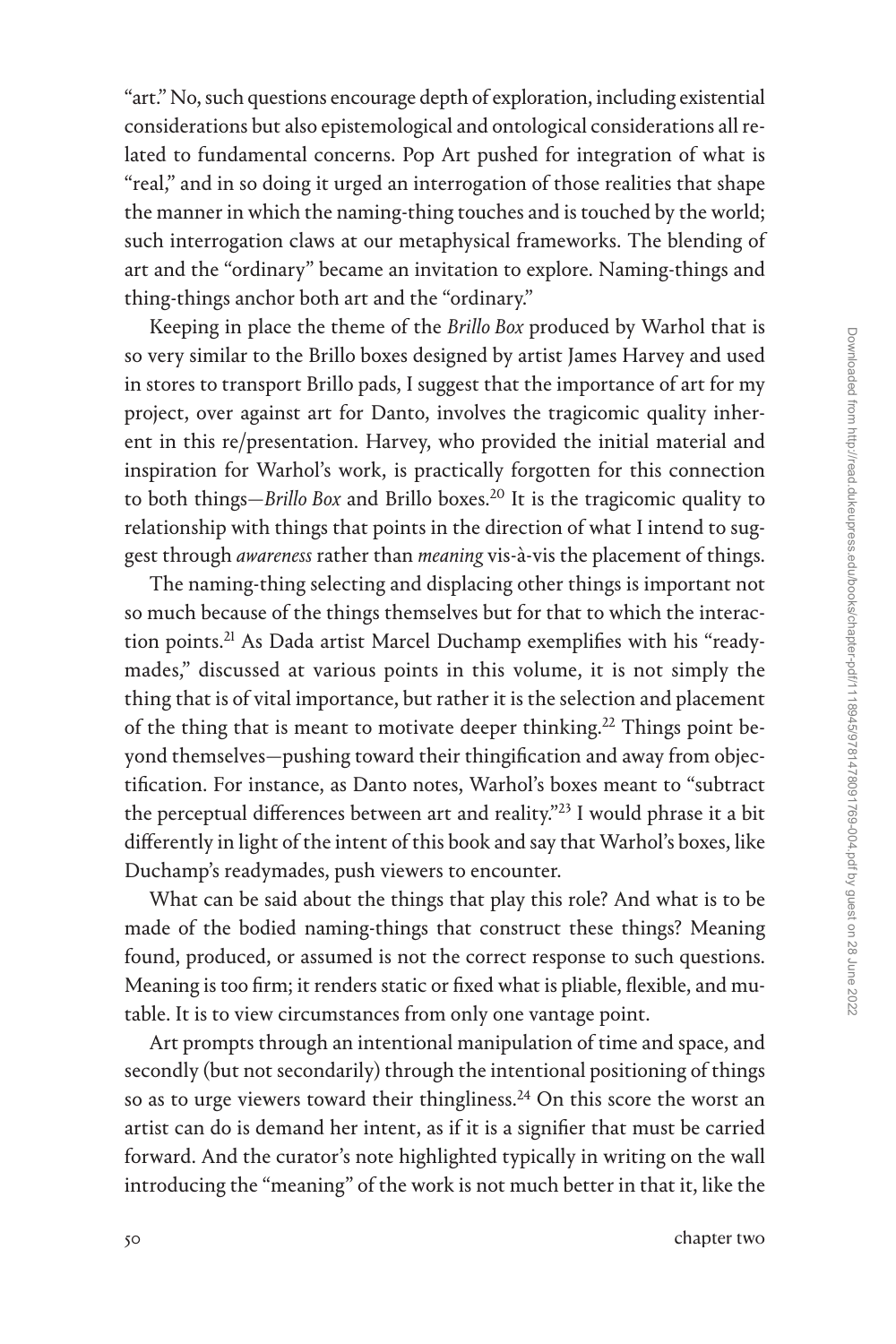"art." No, such questions encourage depth of exploration, including existential considerations but also epistemological and ontological considerations all related to fundamental concerns. Pop Art pushed for integration of what is "real," and in so doing it urged an interrogation of those realities that shape the manner in which the naming-thing touches and is touched by the world; such interrogation claws at our metaphysical frameworks. The blending of art and the "ordinary" became an invitation to explore. Naming-things and thing-things anchor both art and the "ordinary."

Keeping in place the theme of the *Brillo Box* produced by Warhol that is so very similar to the Brillo boxes designed by artist James Harvey and used in stores to transport Brillo pads, I suggest that the importance of art for my project, over against art for Danto, involves the tragicomic quality inherent in this re/presentation. Harvey, who provided the initial material and inspiration for Warhol's work, is practically forgotten for this connection to both things—*Brillo Box* and Brillo boxes.[20] It is the tragicomic quality to relationship with things that points in the direction of what I intend to suggest through *awareness* rather than *meaning* vis-à-vis the placement of things.

The naming-thing selecting and displacing other things is important not so much because of the things themselves but for that to which the interaction points.[21] As Dada artist Marcel Duchamp exemplifies with his "readymades," discussed at various points in this volume, it is not simply the thing that is of vital importance, but rather it is the selection and placement of the thing that is meant to motivate deeper thinking.[22] Things point beyond themselves—pushing toward their thingification and away from objectification. For instance, as Danto notes, Warhol's boxes meant to "subtract the perceptual differences between art and reality."[23] I would phrase it a bit differently in light of the intent of this book and say that Warhol's boxes, like Duchamp's readymades, push viewers to encounter.

What can be said about the things that play this role? And what is to be made of the bodied naming-things that construct these things? Meaning found, produced, or assumed is not the correct response to such questions. Meaning is too firm; it renders static or fixed what is pliable, flexible, and mutable. It is to view circumstances from only one vantage point.

Art prompts through an intentional manipulation of time and space, and secondly (but not secondarily) through the intentional positioning of things so as to urge viewers toward their thingliness.[24] On this score the worst an artist can do is demand her intent, as if it is a signifier that must be carried forward. And the curator's note highlighted typically in writing on the wall introducing the "meaning" of the work is not much better in that it, like the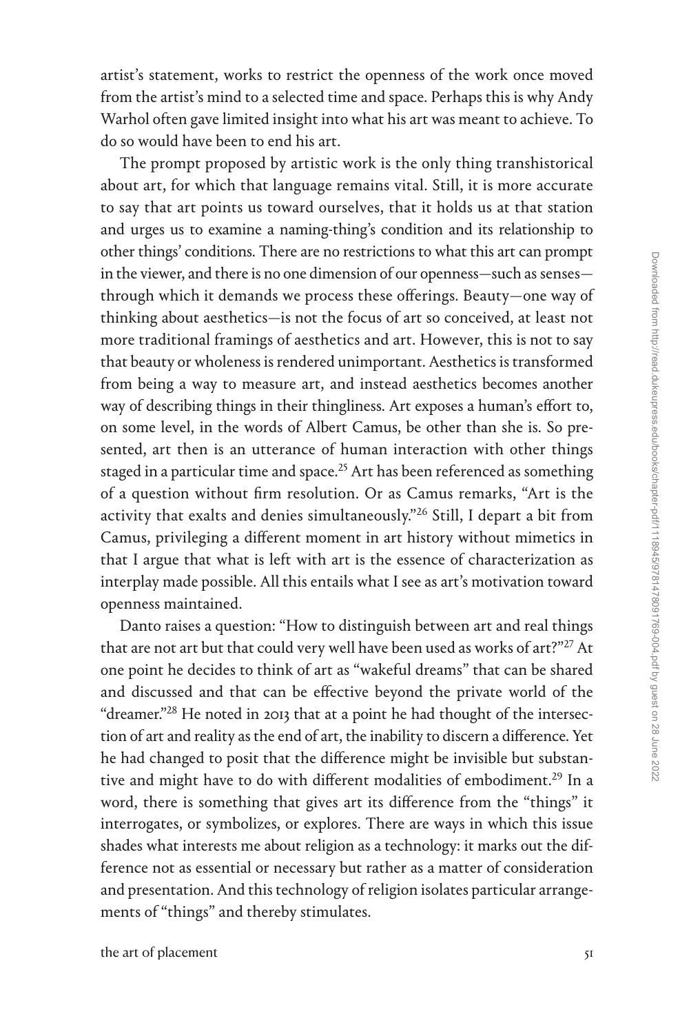artist's statement, works to restrict the openness of the work once moved from the artist's mind to a selected time and space. Perhaps this is why Andy Warhol often gave limited insight into what his art was meant to achieve. To do so would have been to end his art.

The prompt proposed by artistic work is the only thing transhistorical about art, for which that language remains vital. Still, it is more accurate to say that art points us toward ourselves, that it holds us at that station and urges us to examine a naming-thing's condition and its relationship to other things' conditions. There are no restrictions to what this art can prompt in the viewer, and there is no one dimension of our openness—such as senses—through which it demands we process these offerings. Beauty—one way of thinking about aesthetics—is not the focus of art so conceived, at least not more traditional framings of aesthetics and art. However, this is not to say that beauty or wholeness is rendered unimportant. Aesthetics is transformed from being a way to measure art, and instead aesthetics becomes another way of describing things in their thingliness. Art exposes a human's effort to, on some level, in the words of Albert Camus, be other than she is. So presented, art then is an utterance of human interaction with other things staged in a particular time and space.[25] Art has been referenced as something of a question without firm resolution. Or as Camus remarks, "Art is the activity that exalts and denies simultaneously."[26] Still, I depart a bit from Camus, privileging a different moment in art history without mimetics in that I argue that what is left with art is the essence of characterization as interplay made possible. All this entails what I see as art's motivation toward openness maintained.

Danto raises a question: "How to distinguish between art and real things that are not art but that could very well have been used as works of art?"[27] At one point he decides to think of art as "wakeful dreams" that can be shared and discussed and that can be effective beyond the private world of the "dreamer."[28] He noted in 2013 that at a point he had thought of the intersection of art and reality as the end of art, the inability to discern a difference. Yet he had changed to posit that the difference might be invisible but substantive and might have to do with different modalities of embodiment.[29] In a word, there is something that gives art its difference from the "things" it interrogates, or symbolizes, or explores. There are ways in which this issue shades what interests me about religion as a technology: it marks out the difference not as essential or necessary but rather as a matter of consideration and presentation. And this technology of religion isolates particular arrangements of "things" and thereby stimulates.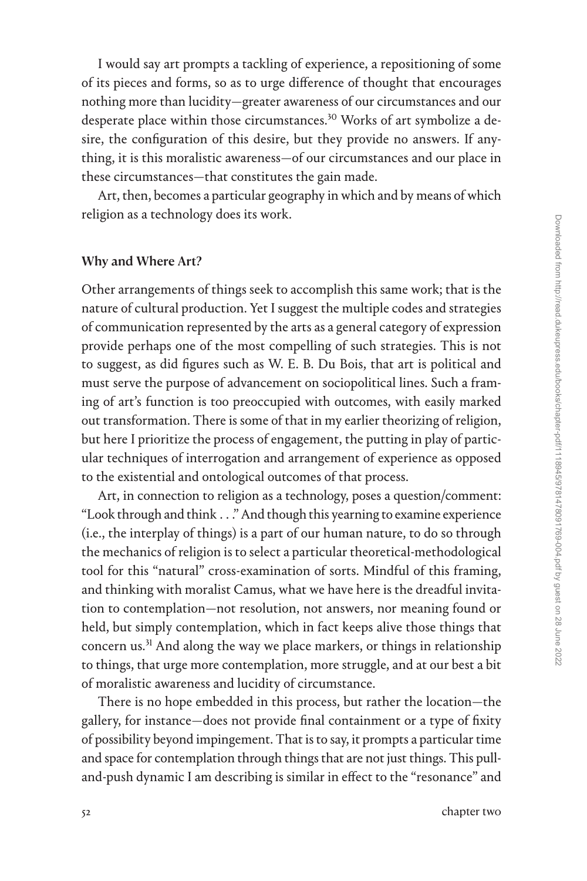I would say art prompts a tackling of experience, a repositioning of some of its pieces and forms, so as to urge difference of thought that encourages nothing more than lucidity—greater awareness of our circumstances and our desperate place within those circumstances.[30] Works of art symbolize a desire, the configuration of this desire, but they provide no answers. If anything, it is this moralistic awareness—of our circumstances and our place in these circumstances—that constitutes the gain made.

Art, then, becomes a particular geography in which and by means of which religion as a technology does its work.

### Why and Where Art?

Other arrangements of things seek to accomplish this same work; that is the nature of cultural production. Yet I suggest the multiple codes and strategies of communication represented by the arts as a general category of expression provide perhaps one of the most compelling of such strategies. This is not to suggest, as did figures such as W. E. B. Du Bois, that art is political and must serve the purpose of advancement on sociopolitical lines. Such a framing of art's function is too preoccupied with outcomes, with easily marked out transformation. There is some of that in my earlier theorizing of religion, but here I prioritize the process of engagement, the putting in play of particular techniques of interrogation and arrangement of experience as opposed to the existential and ontological outcomes of that process.

Art, in connection to religion as a technology, poses a question/comment: "Look through and think . . ." And though this yearning to examine experience (i.e., the interplay of things) is a part of our human nature, to do so through the mechanics of religion is to select a particular theoretical-methodological tool for this "natural" cross-examination of sorts. Mindful of this framing, and thinking with moralist Camus, what we have here is the dreadful invitation to contemplation—not resolution, not answers, nor meaning found or held, but simply contemplation, which in fact keeps alive those things that concern us.[31] And along the way we place markers, or things in relationship to things, that urge more contemplation, more struggle, and at our best a bit of moralistic awareness and lucidity of circumstance.

There is no hope embedded in this process, but rather the location—the gallery, for instance—does not provide final containment or a type of fixity of possibility beyond impingement. That is to say, it prompts a particular time and space for contemplation through things that are not just things. This pull-and-push dynamic I am describing is similar in effect to the "resonance" and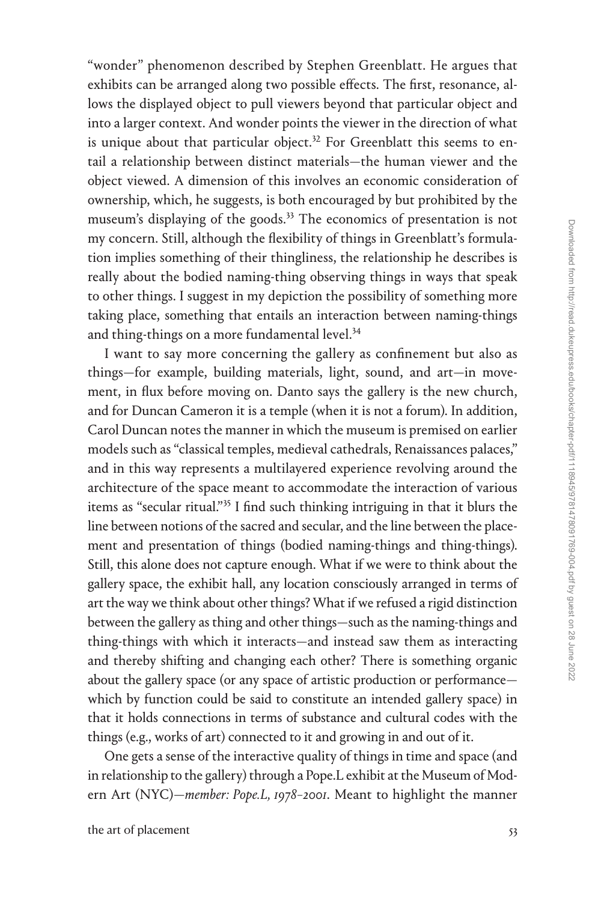"wonder" phenomenon described by Stephen Greenblatt. He argues that exhibits can be arranged along two possible effects. The first, resonance, allows the displayed object to pull viewers beyond that particular object and into a larger context. And wonder points the viewer in the direction of what is unique about that particular object.[32] For Greenblatt this seems to entail a relationship between distinct materials—the human viewer and the object viewed. A dimension of this involves an economic consideration of ownership, which, he suggests, is both encouraged by but prohibited by the museum's displaying of the goods.[33] The economics of presentation is not my concern. Still, although the flexibility of things in Greenblatt's formulation implies something of their thingliness, the relationship he describes is really about the bodied naming-thing observing things in ways that speak to other things. I suggest in my depiction the possibility of something more taking place, something that entails an interaction between naming-things and thing-things on a more fundamental level.[34]

I want to say more concerning the gallery as confinement but also as things—for example, building materials, light, sound, and art—in movement, in flux before moving on. Danto says the gallery is the new church, and for Duncan Cameron it is a temple (when it is not a forum). In addition, Carol Duncan notes the manner in which the museum is premised on earlier models such as "classical temples, medieval cathedrals, Renaissances palaces," and in this way represents a multilayered experience revolving around the architecture of the space meant to accommodate the interaction of various items as "secular ritual."[35] I find such thinking intriguing in that it blurs the line between notions of the sacred and secular, and the line between the placement and presentation of things (bodied naming-things and thing-things). Still, this alone does not capture enough. What if we were to think about the gallery space, the exhibit hall, any location consciously arranged in terms of art the way we think about other things? What if we refused a rigid distinction between the gallery as thing and other things—such as the naming-things and thing-things with which it interacts—and instead saw them as interacting and thereby shifting and changing each other? There is something organic about the gallery space (or any space of artistic production or performance—which by function could be said to constitute an intended gallery space) in that it holds connections in terms of substance and cultural codes with the things (e.g., works of art) connected to it and growing in and out of it.

One gets a sense of the interactive quality of things in time and space (and in relationship to the gallery) through a Pope.L exhibit at the Museum of Modern Art (NYC)—*member: Pope.L, 1978–2001*. Meant to highlight the manner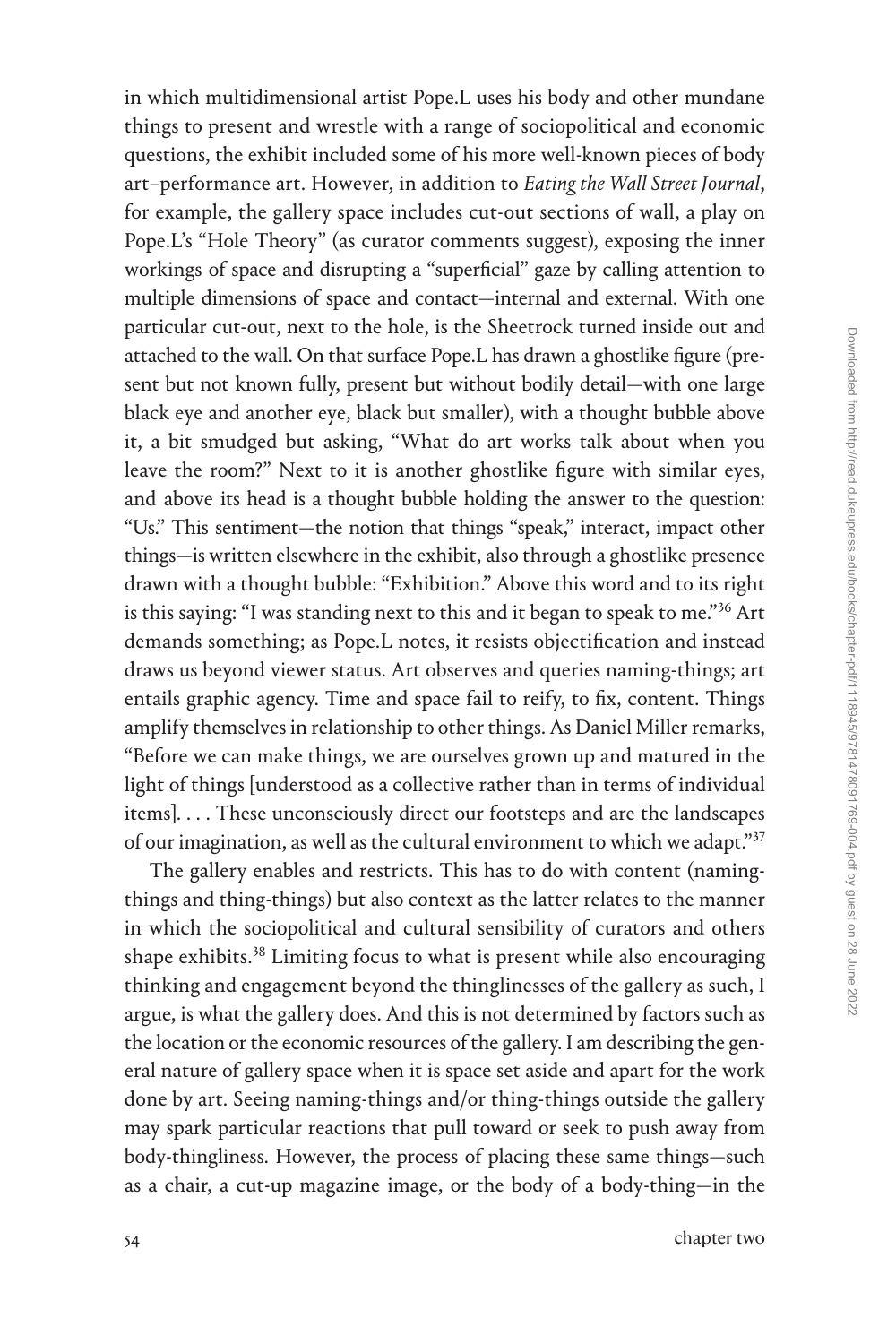in which multidimensional artist Pope.L uses his body and other mundane things to present and wrestle with a range of sociopolitical and economic questions, the exhibit included some of his more well-known pieces of body art–performance art. However, in addition to *Eating the Wall Street Journal*, for example, the gallery space includes cut-out sections of wall, a play on Pope.L's "Hole Theory" (as curator comments suggest), exposing the inner workings of space and disrupting a "superficial" gaze by calling attention to multiple dimensions of space and contact—internal and external. With one particular cut-out, next to the hole, is the Sheetrock turned inside out and attached to the wall. On that surface Pope.L has drawn a ghostlike figure (present but not known fully, present but without bodily detail—with one large black eye and another eye, black but smaller), with a thought bubble above it, a bit smudged but asking, "What do art works talk about when you leave the room?" Next to it is another ghostlike figure with similar eyes, and above its head is a thought bubble holding the answer to the question: "Us." This sentiment—the notion that things "speak," interact, impact other things—is written elsewhere in the exhibit, also through a ghostlike presence drawn with a thought bubble: "Exhibition." Above this word and to its right is this saying: "I was standing next to this and it began to speak to me."[36] Art demands something; as Pope.L notes, it resists objectification and instead draws us beyond viewer status. Art observes and queries naming-things; art entails graphic agency. Time and space fail to reify, to fix, content. Things amplify themselves in relationship to other things. As Daniel Miller remarks, "Before we can make things, we are ourselves grown up and matured in the light of things [understood as a collective rather than in terms of individual items]. . . . These unconsciously direct our footsteps and are the landscapes of our imagination, as well as the cultural environment to which we adapt."[37]

The gallery enables and restricts. This has to do with content (naming-things and thing-things) but also context as the latter relates to the manner in which the sociopolitical and cultural sensibility of curators and others shape exhibits.[38] Limiting focus to what is present while also encouraging thinking and engagement beyond the thinglinesses of the gallery as such, I argue, is what the gallery does. And this is not determined by factors such as the location or the economic resources of the gallery. I am describing the general nature of gallery space when it is space set aside and apart for the work done by art. Seeing naming-things and/or thing-things outside the gallery may spark particular reactions that pull toward or seek to push away from body-thingliness. However, the process of placing these same things—such as a chair, a cut-up magazine image, or the body of a body-thing—in the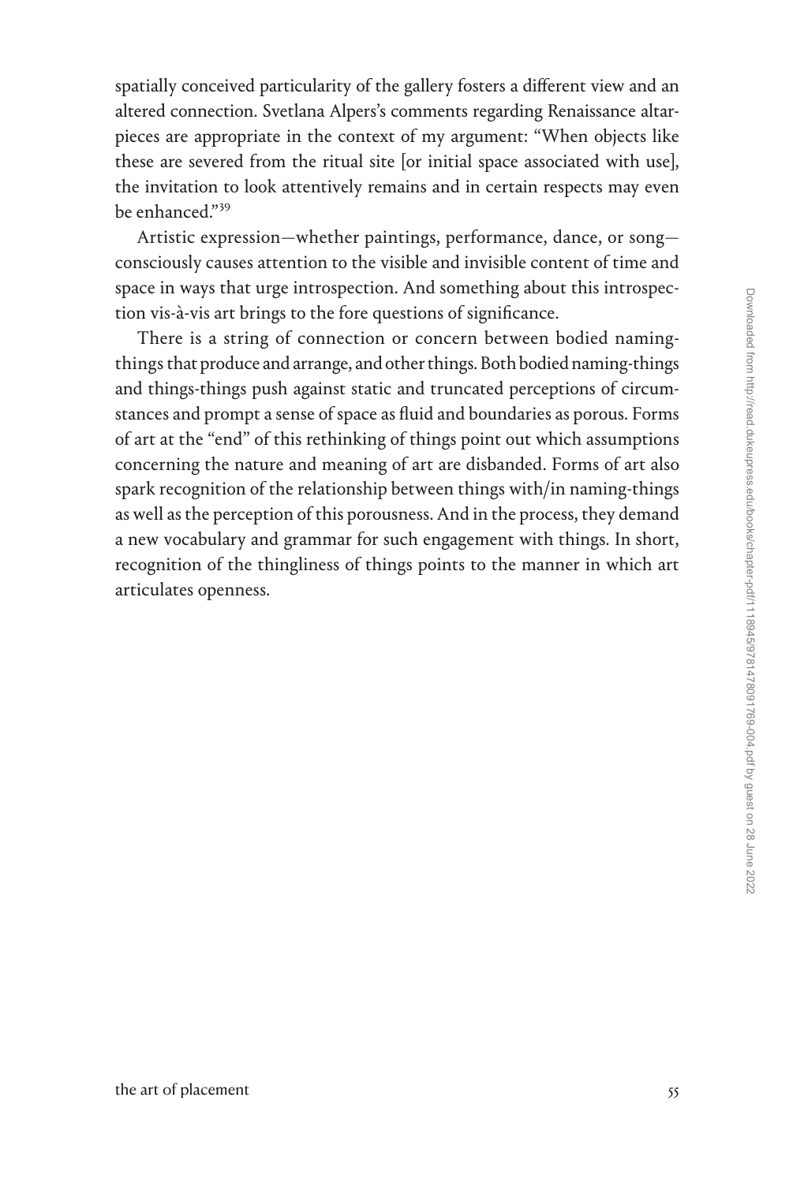spatially conceived particularity of the gallery fosters a different view and an altered connection. Svetlana Alpers's comments regarding Renaissance altarpieces are appropriate in the context of my argument: "When objects like these are severed from the ritual site [or initial space associated with use], the invitation to look attentively remains and in certain respects may even be enhanced."[39]

Artistic expression—whether paintings, performance, dance, or song—consciously causes attention to the visible and invisible content of time and space in ways that urge introspection. And something about this introspection vis-à-vis art brings to the fore questions of significance.

There is a string of connection or concern between bodied naming-things that produce and arrange, and other things. Both bodied naming-things and things-things push against static and truncated perceptions of circumstances and prompt a sense of space as fluid and boundaries as porous. Forms of art at the "end" of this rethinking of things point out which assumptions concerning the nature and meaning of art are disbanded. Forms of art also spark recognition of the relationship between things with/in naming-things as well as the perception of this porousness. And in the process, they demand a new vocabulary and grammar for such engagement with things. In short, recognition of the thingliness of things points to the manner in which art articulates openness.